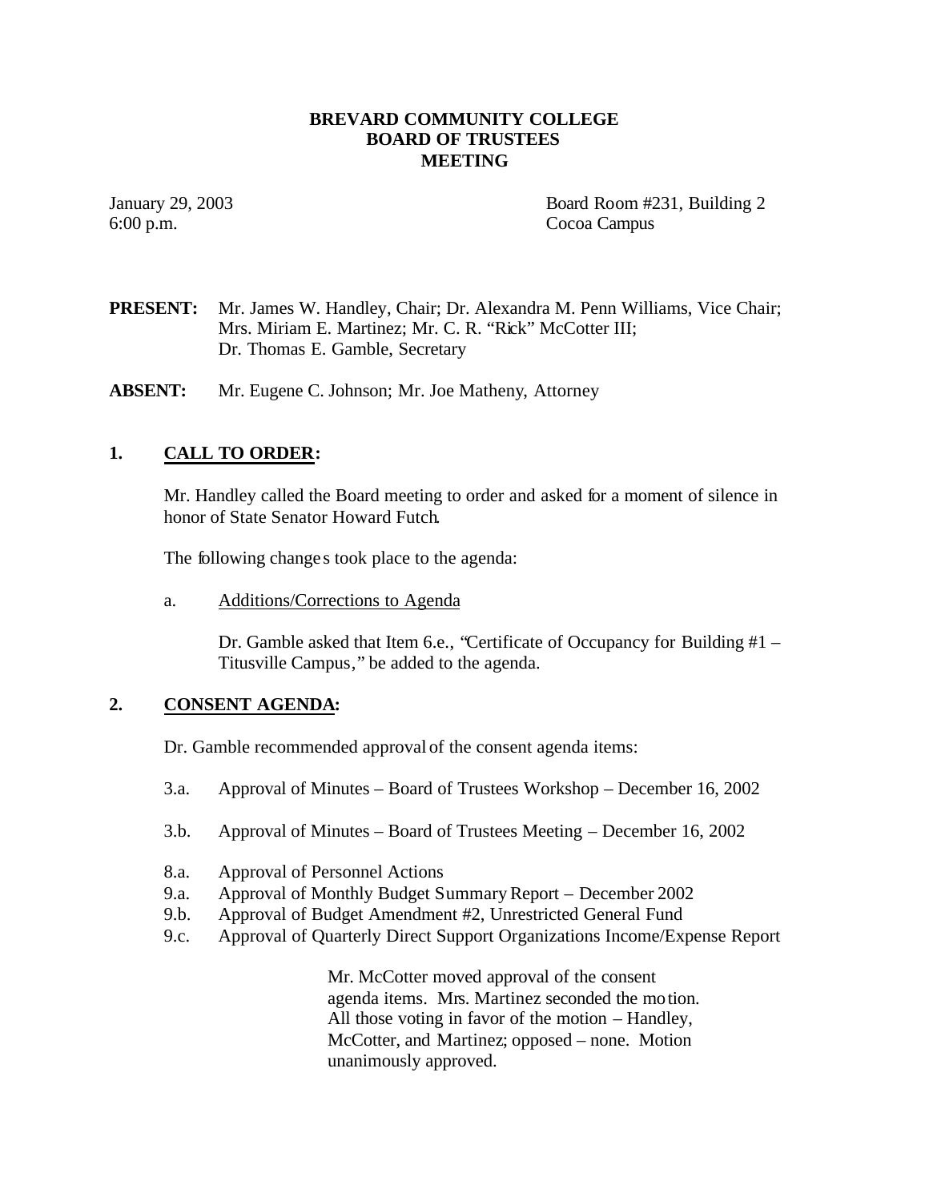# BREVARD COMMUNITY COLLEGE
# BOARD OF TRUSTEES
# MEETING

January 29, 2003
6:00 p.m.

Board Room #231, Building 2
Cocoa Campus

**PRESENT:** Mr. James W. Handley, Chair; Dr. Alexandra M. Penn Williams, Vice Chair; Mrs. Miriam E. Martinez; Mr. C. R. "Rick" McCotter III; Dr. Thomas E. Gamble, Secretary

**ABSENT:** Mr. Eugene C. Johnson; Mr. Joe Matheny, Attorney

## 1. CALL TO ORDER:

Mr. Handley called the Board meeting to order and asked for a moment of silence in honor of State Senator Howard Futch.

The following changes took place to the agenda:

a. Additions/Corrections to Agenda

Dr. Gamble asked that Item 6.e., "Certificate of Occupancy for Building #1 – Titusville Campus," be added to the agenda.

## 2. CONSENT AGENDA:

Dr. Gamble recommended approval of the consent agenda items:

- 3.a. Approval of Minutes – Board of Trustees Workshop – December 16, 2002
- 3.b. Approval of Minutes – Board of Trustees Meeting – December 16, 2002
- 8.a. Approval of Personnel Actions
- 9.a. Approval of Monthly Budget Summary Report – December 2002
- 9.b. Approval of Budget Amendment #2, Unrestricted General Fund
- 9.c. Approval of Quarterly Direct Support Organizations Income/Expense Report

Mr. McCotter moved approval of the consent agenda items. Mrs. Martinez seconded the motion. All those voting in favor of the motion – Handley, McCotter, and Martinez; opposed – none. Motion unanimously approved.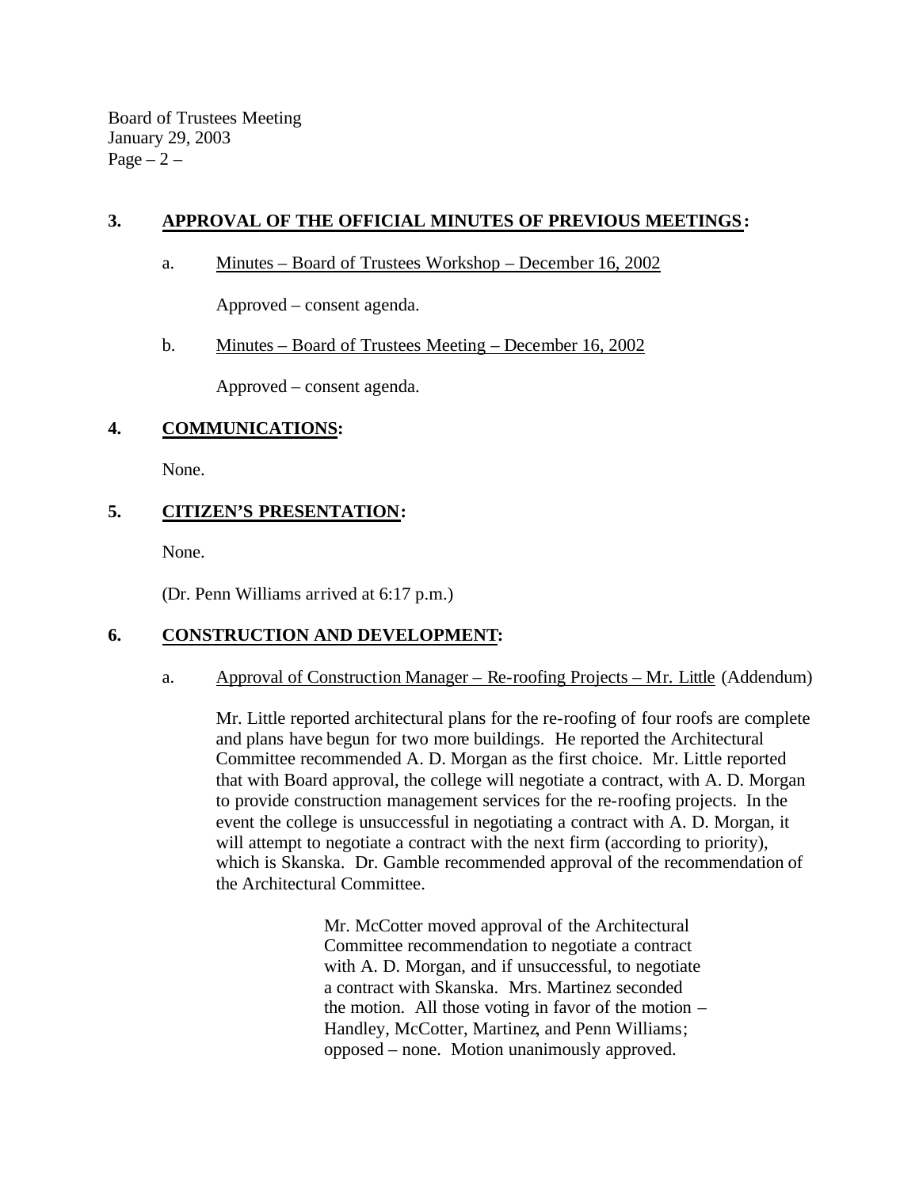## 3. APPROVAL OF THE OFFICIAL MINUTES OF PREVIOUS MEETINGS:

a. Minutes – Board of Trustees Workshop – December 16, 2002

Approved – consent agenda.

b. Minutes – Board of Trustees Meeting – December 16, 2002

Approved – consent agenda.

## 4. COMMUNICATIONS:

None.

## 5. CITIZEN'S PRESENTATION:

None.

(Dr. Penn Williams arrived at 6:17 p.m.)

## 6. CONSTRUCTION AND DEVELOPMENT:

a. Approval of Construction Manager – Re-roofing Projects – Mr. Little (Addendum)

Mr. Little reported architectural plans for the re-roofing of four roofs are complete and plans have begun for two more buildings. He reported the Architectural Committee recommended A. D. Morgan as the first choice. Mr. Little reported that with Board approval, the college will negotiate a contract, with A. D. Morgan to provide construction management services for the re-roofing projects. In the event the college is unsuccessful in negotiating a contract with A. D. Morgan, it will attempt to negotiate a contract with the next firm (according to priority), which is Skanska. Dr. Gamble recommended approval of the recommendation of the Architectural Committee.

> Mr. McCotter moved approval of the Architectural Committee recommendation to negotiate a contract with A. D. Morgan, and if unsuccessful, to negotiate a contract with Skanska. Mrs. Martinez seconded the motion. All those voting in favor of the motion – Handley, McCotter, Martinez, and Penn Williams; opposed – none. Motion unanimously approved.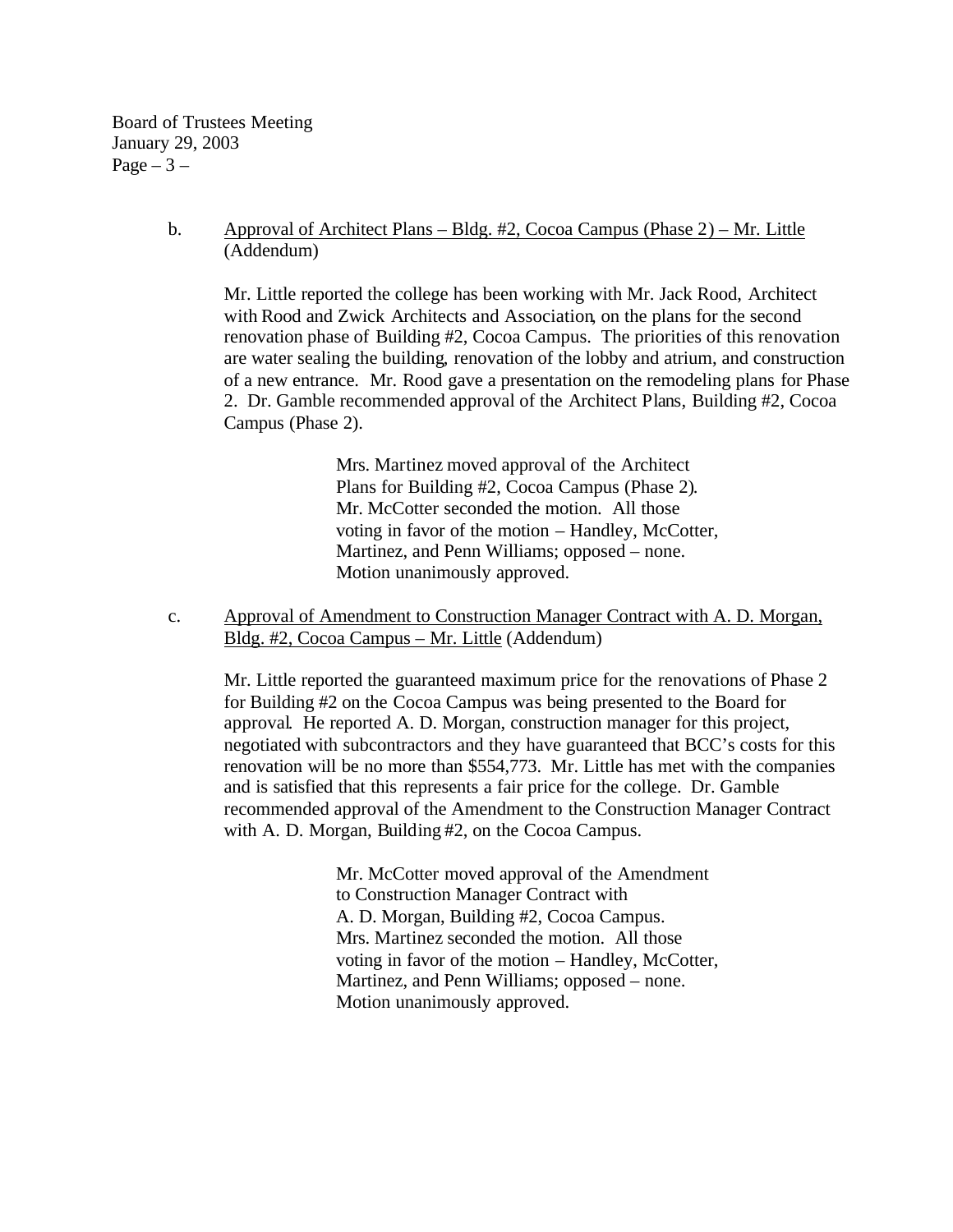b. <u>Approval of Architect Plans – Bldg. #2, Cocoa Campus (Phase 2) – Mr. Little</u> (Addendum)

Mr. Little reported the college has been working with Mr. Jack Rood, Architect with Rood and Zwick Architects and Association, on the plans for the second renovation phase of Building #2, Cocoa Campus. The priorities of this renovation are water sealing the building, renovation of the lobby and atrium, and construction of a new entrance. Mr. Rood gave a presentation on the remodeling plans for Phase 2. Dr. Gamble recommended approval of the Architect Plans, Building #2, Cocoa Campus (Phase 2).

> Mrs. Martinez moved approval of the Architect Plans for Building #2, Cocoa Campus (Phase 2). Mr. McCotter seconded the motion. All those voting in favor of the motion – Handley, McCotter, Martinez, and Penn Williams; opposed – none. Motion unanimously approved.

c. <u>Approval of Amendment to Construction Manager Contract with A. D. Morgan, Bldg. #2, Cocoa Campus – Mr. Little</u> (Addendum)

Mr. Little reported the guaranteed maximum price for the renovations of Phase 2 for Building #2 on the Cocoa Campus was being presented to the Board for approval. He reported A. D. Morgan, construction manager for this project, negotiated with subcontractors and they have guaranteed that BCC's costs for this renovation will be no more than $554,773. Mr. Little has met with the companies and is satisfied that this represents a fair price for the college. Dr. Gamble recommended approval of the Amendment to the Construction Manager Contract with A. D. Morgan, Building #2, on the Cocoa Campus.

> Mr. McCotter moved approval of the Amendment to Construction Manager Contract with A. D. Morgan, Building #2, Cocoa Campus. Mrs. Martinez seconded the motion. All those voting in favor of the motion – Handley, McCotter, Martinez, and Penn Williams; opposed – none. Motion unanimously approved.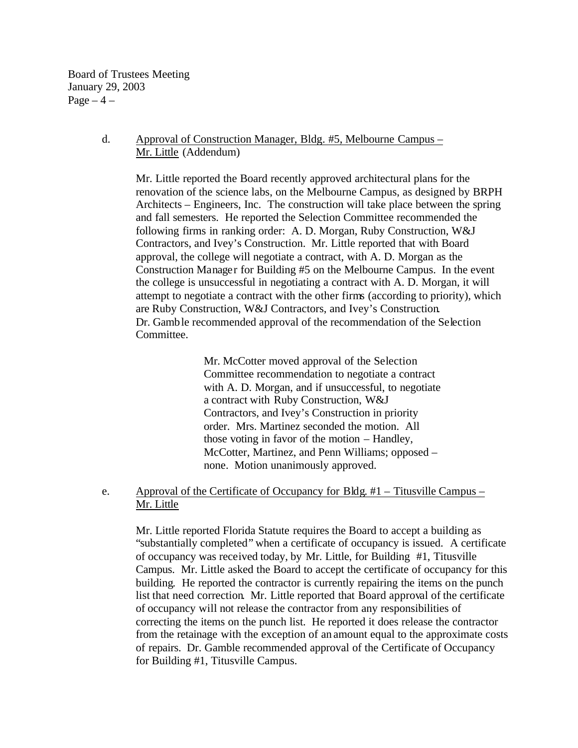d. <u>Approval of Construction Manager, Bldg. #5, Melbourne Campus – Mr. Little</u> (Addendum)

Mr. Little reported the Board recently approved architectural plans for the renovation of the science labs, on the Melbourne Campus, as designed by BRPH Architects – Engineers, Inc. The construction will take place between the spring and fall semesters. He reported the Selection Committee recommended the following firms in ranking order: A. D. Morgan, Ruby Construction, W&J Contractors, and Ivey's Construction. Mr. Little reported that with Board approval, the college will negotiate a contract, with A. D. Morgan as the Construction Manager for Building #5 on the Melbourne Campus. In the event the college is unsuccessful in negotiating a contract with A. D. Morgan, it will attempt to negotiate a contract with the other firms (according to priority), which are Ruby Construction, W&J Contractors, and Ivey's Construction. Dr. Gamble recommended approval of the recommendation of the Selection Committee.

> Mr. McCotter moved approval of the Selection Committee recommendation to negotiate a contract with A. D. Morgan, and if unsuccessful, to negotiate a contract with Ruby Construction, W&J Contractors, and Ivey's Construction in priority order. Mrs. Martinez seconded the motion. All those voting in favor of the motion – Handley, McCotter, Martinez, and Penn Williams; opposed – none. Motion unanimously approved.

e. <u>Approval of the Certificate of Occupancy for Bldg. #1 – Titusville Campus – Mr. Little</u>

Mr. Little reported Florida Statute requires the Board to accept a building as "substantially completed" when a certificate of occupancy is issued. A certificate of occupancy was received today, by Mr. Little, for Building #1, Titusville Campus. Mr. Little asked the Board to accept the certificate of occupancy for this building. He reported the contractor is currently repairing the items on the punch list that need correction. Mr. Little reported that Board approval of the certificate of occupancy will not release the contractor from any responsibilities of correcting the items on the punch list. He reported it does release the contractor from the retainage with the exception of an amount equal to the approximate costs of repairs. Dr. Gamble recommended approval of the Certificate of Occupancy for Building #1, Titusville Campus.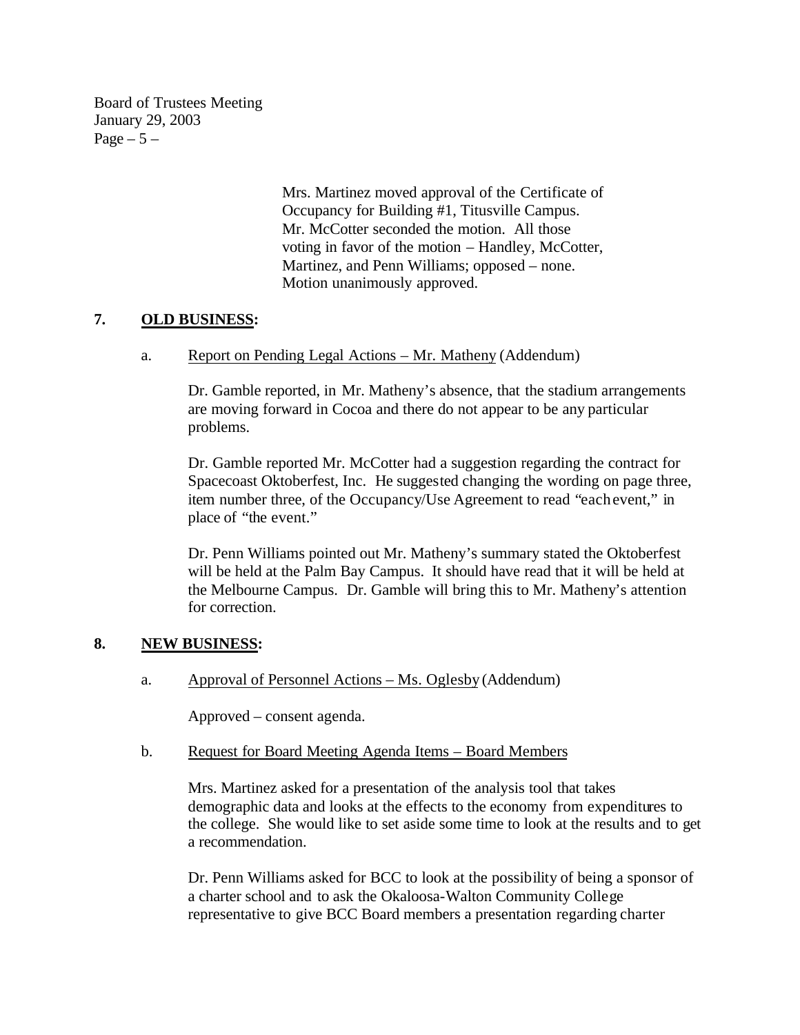Mrs. Martinez moved approval of the Certificate of Occupancy for Building #1, Titusville Campus. Mr. McCotter seconded the motion. All those voting in favor of the motion – Handley, McCotter, Martinez, and Penn Williams; opposed – none. Motion unanimously approved.

## 7. **OLD BUSINESS:**

a. Report on Pending Legal Actions – Mr. Matheny (Addendum)

Dr. Gamble reported, in Mr. Matheny's absence, that the stadium arrangements are moving forward in Cocoa and there do not appear to be any particular problems.

Dr. Gamble reported Mr. McCotter had a suggestion regarding the contract for Spacecoast Oktoberfest, Inc. He suggested changing the wording on page three, item number three, of the Occupancy/Use Agreement to read "each event," in place of "the event."

Dr. Penn Williams pointed out Mr. Matheny's summary stated the Oktoberfest will be held at the Palm Bay Campus. It should have read that it will be held at the Melbourne Campus. Dr. Gamble will bring this to Mr. Matheny's attention for correction.

## 8. **NEW BUSINESS:**

a. Approval of Personnel Actions – Ms. Oglesby (Addendum)

Approved – consent agenda.

b. Request for Board Meeting Agenda Items – Board Members

Mrs. Martinez asked for a presentation of the analysis tool that takes demographic data and looks at the effects to the economy from expenditures to the college. She would like to set aside some time to look at the results and to get a recommendation.

Dr. Penn Williams asked for BCC to look at the possibility of being a sponsor of a charter school and to ask the Okaloosa-Walton Community College representative to give BCC Board members a presentation regarding charter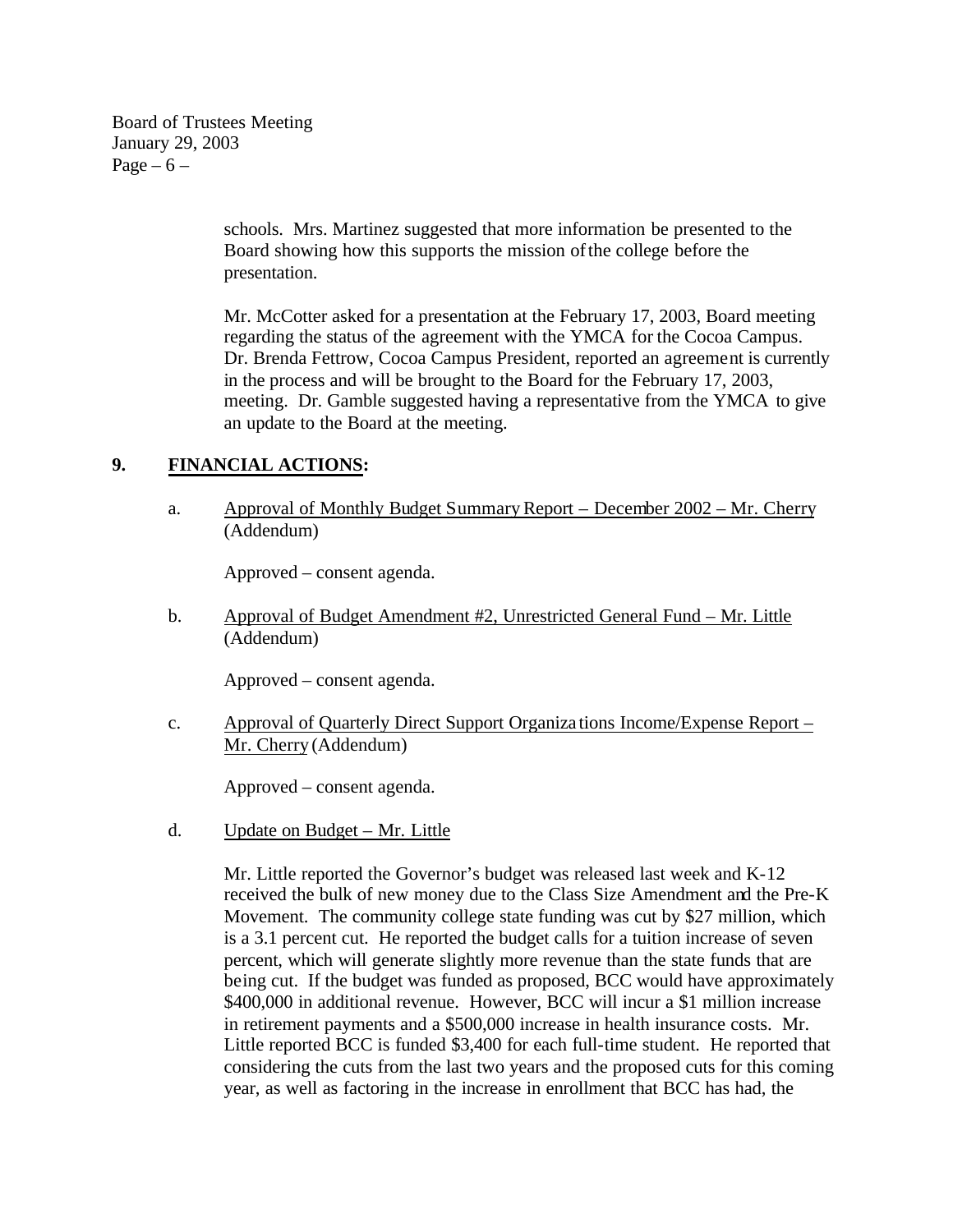schools. Mrs. Martinez suggested that more information be presented to the Board showing how this supports the mission of the college before the presentation.

Mr. McCotter asked for a presentation at the February 17, 2003, Board meeting regarding the status of the agreement with the YMCA for the Cocoa Campus. Dr. Brenda Fettrow, Cocoa Campus President, reported an agreement is currently in the process and will be brought to the Board for the February 17, 2003, meeting. Dr. Gamble suggested having a representative from the YMCA to give an update to the Board at the meeting.

## 9. FINANCIAL ACTIONS:

a. Approval of Monthly Budget Summary Report – December 2002 – Mr. Cherry (Addendum)

Approved – consent agenda.

b. Approval of Budget Amendment #2, Unrestricted General Fund – Mr. Little (Addendum)

Approved – consent agenda.

c. Approval of Quarterly Direct Support Organizations Income/Expense Report – Mr. Cherry (Addendum)

Approved – consent agenda.

d. Update on Budget – Mr. Little

Mr. Little reported the Governor's budget was released last week and K-12 received the bulk of new money due to the Class Size Amendment and the Pre-K Movement. The community college state funding was cut by $27 million, which is a 3.1 percent cut. He reported the budget calls for a tuition increase of seven percent, which will generate slightly more revenue than the state funds that are being cut. If the budget was funded as proposed, BCC would have approximately $400,000 in additional revenue. However, BCC will incur a $1 million increase in retirement payments and a $500,000 increase in health insurance costs. Mr. Little reported BCC is funded $3,400 for each full-time student. He reported that considering the cuts from the last two years and the proposed cuts for this coming year, as well as factoring in the increase in enrollment that BCC has had, the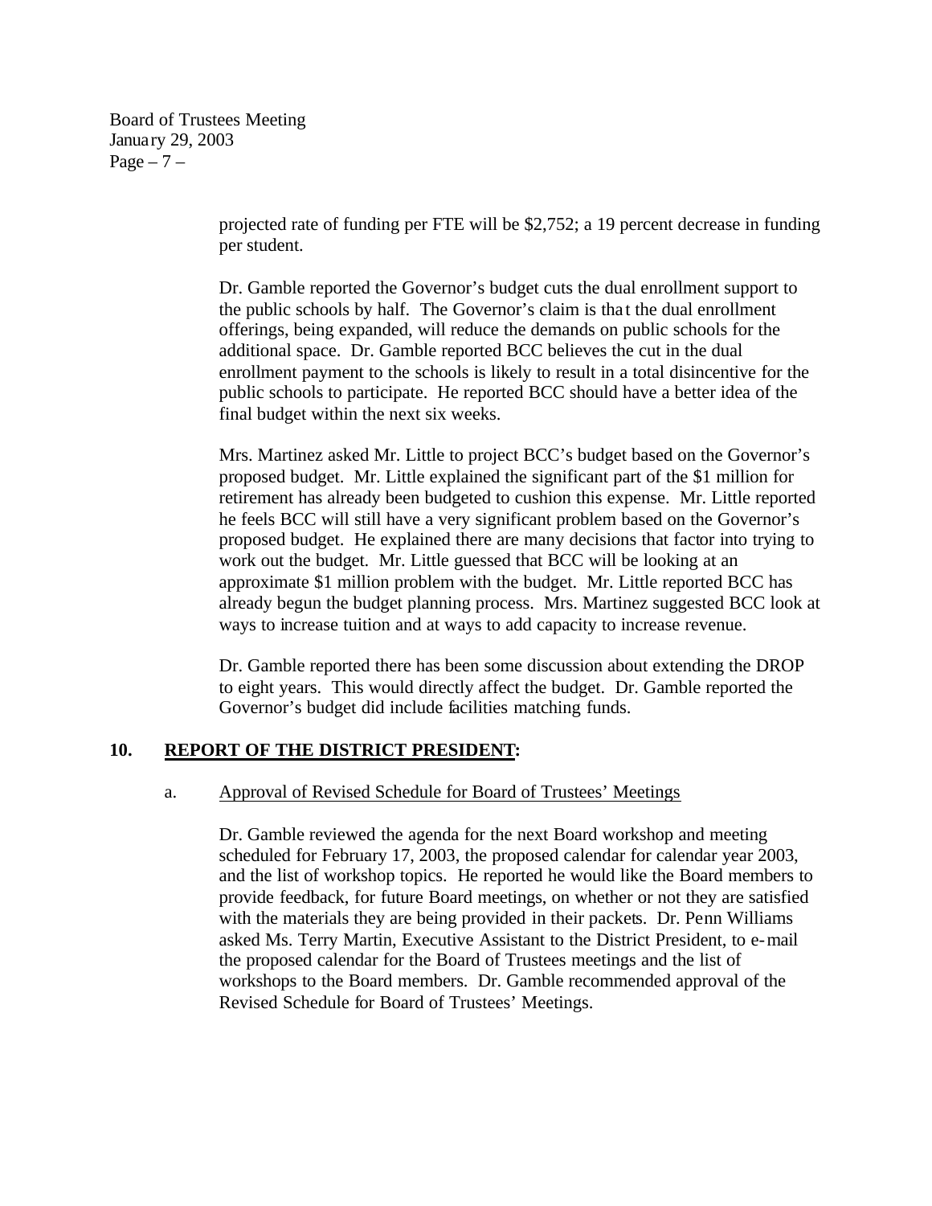projected rate of funding per FTE will be $2,752; a 19 percent decrease in funding per student.

Dr. Gamble reported the Governor's budget cuts the dual enrollment support to the public schools by half. The Governor's claim is that the dual enrollment offerings, being expanded, will reduce the demands on public schools for the additional space. Dr. Gamble reported BCC believes the cut in the dual enrollment payment to the schools is likely to result in a total disincentive for the public schools to participate. He reported BCC should have a better idea of the final budget within the next six weeks.

Mrs. Martinez asked Mr. Little to project BCC's budget based on the Governor's proposed budget. Mr. Little explained the significant part of the $1 million for retirement has already been budgeted to cushion this expense. Mr. Little reported he feels BCC will still have a very significant problem based on the Governor's proposed budget. He explained there are many decisions that factor into trying to work out the budget. Mr. Little guessed that BCC will be looking at an approximate $1 million problem with the budget. Mr. Little reported BCC has already begun the budget planning process. Mrs. Martinez suggested BCC look at ways to increase tuition and at ways to add capacity to increase revenue.

Dr. Gamble reported there has been some discussion about extending the DROP to eight years. This would directly affect the budget. Dr. Gamble reported the Governor's budget did include facilities matching funds.

## 10. <u>REPORT OF THE DISTRICT PRESIDENT</u>:

a. <u>Approval of Revised Schedule for Board of Trustees' Meetings</u>

Dr. Gamble reviewed the agenda for the next Board workshop and meeting scheduled for February 17, 2003, the proposed calendar for calendar year 2003, and the list of workshop topics. He reported he would like the Board members to provide feedback, for future Board meetings, on whether or not they are satisfied with the materials they are being provided in their packets. Dr. Penn Williams asked Ms. Terry Martin, Executive Assistant to the District President, to e-mail the proposed calendar for the Board of Trustees meetings and the list of workshops to the Board members. Dr. Gamble recommended approval of the Revised Schedule for Board of Trustees' Meetings.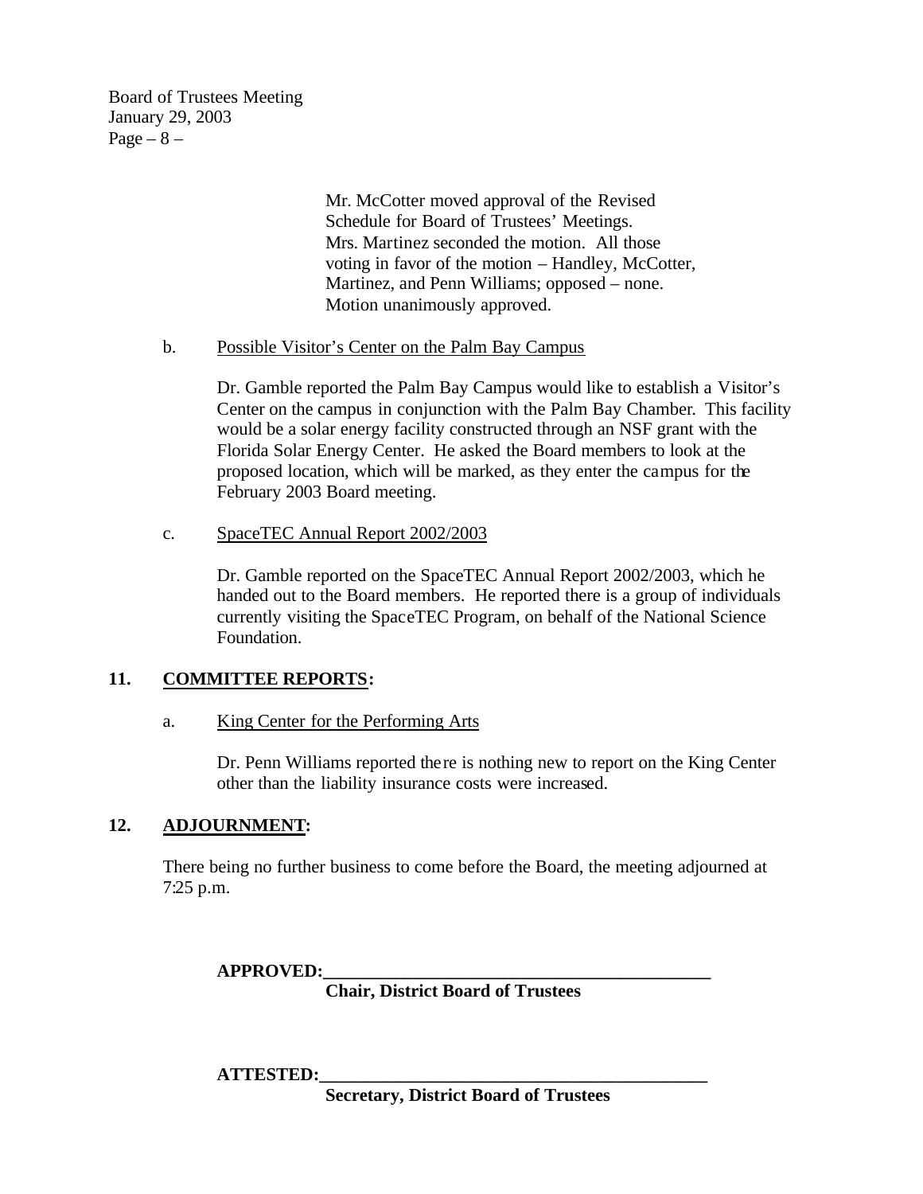Mr. McCotter moved approval of the Revised Schedule for Board of Trustees' Meetings. Mrs. Martinez seconded the motion. All those voting in favor of the motion – Handley, McCotter, Martinez, and Penn Williams; opposed – none. Motion unanimously approved.

b. <u>Possible Visitor's Center on the Palm Bay Campus</u>

Dr. Gamble reported the Palm Bay Campus would like to establish a Visitor's Center on the campus in conjunction with the Palm Bay Chamber. This facility would be a solar energy facility constructed through an NSF grant with the Florida Solar Energy Center. He asked the Board members to look at the proposed location, which will be marked, as they enter the campus for the February 2003 Board meeting.

c. <u>SpaceTEC Annual Report 2002/2003</u>

Dr. Gamble reported on the SpaceTEC Annual Report 2002/2003, which he handed out to the Board members. He reported there is a group of individuals currently visiting the SpaceTEC Program, on behalf of the National Science Foundation.

**11. <u>COMMITTEE REPORTS</u>:**

a. <u>King Center for the Performing Arts</u>

Dr. Penn Williams reported there is nothing new to report on the King Center other than the liability insurance costs were increased.

**12. <u>ADJOURNMENT</u>:**

There being no further business to come before the Board, the meeting adjourned at 7:25 p.m.

**APPROVED:**\_\_\_\_\_\_\_\_\_\_\_\_\_\_\_\_\_\_\_\_\_\_\_\_\_\_\_\_\_\_\_\_\_\_\_\_\_\_\_\_\_\_\_
**Chair, District Board of Trustees**

**ATTESTED:**\_\_\_\_\_\_\_\_\_\_\_\_\_\_\_\_\_\_\_\_\_\_\_\_\_\_\_\_\_\_\_\_\_\_\_\_\_\_\_\_\_\_\_
**Secretary, District Board of Trustees**